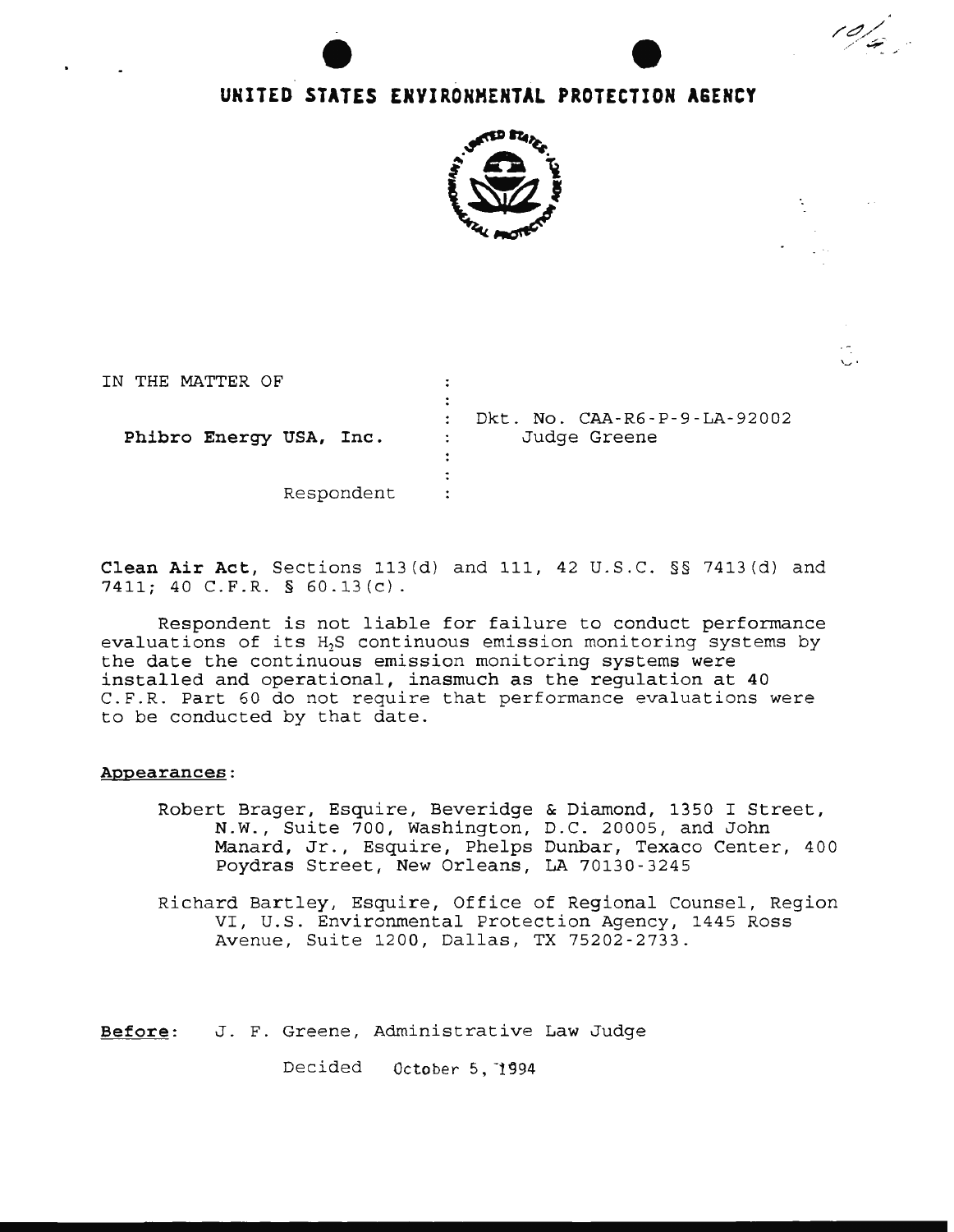# UNITED STATES ENVIRONMENTAL PROTECTION AGENCY

IN THE MATTER OF

**Phibro Energy USA, Inc.**

Respondent

Dkt. No. CAA-R6-P-9-LA-92002
Judge Greene

**Clean Air Act**, Sections 113(d) and 111, 42 U.S.C. §§ 7413(d) and 7411; 40 C.F.R. § 60.13(c).

Respondent is not liable for failure to conduct performance evaluations of its $H_2S$ continuous emission monitoring systems by the date the continuous emission monitoring systems were installed and operational, inasmuch as the regulation at 40 C.F.R. Part 60 do not require that performance evaluations were to be conducted by that date.

**Appearances**:

Robert Brager, Esquire, Beveridge & Diamond, 1350 I Street, N.W., Suite 700, Washington, D.C. 20005, and John Manard, Jr., Esquire, Phelps Dunbar, Texaco Center, 400 Poydras Street, New Orleans, LA 70130-3245

Richard Bartley, Esquire, Office of Regional Counsel, Region VI, U.S. Environmental Protection Agency, 1445 Ross Avenue, Suite 1200, Dallas, TX 75202-2733.

**Before**: J. F. Greene, Administrative Law Judge

Decided October 5, 1994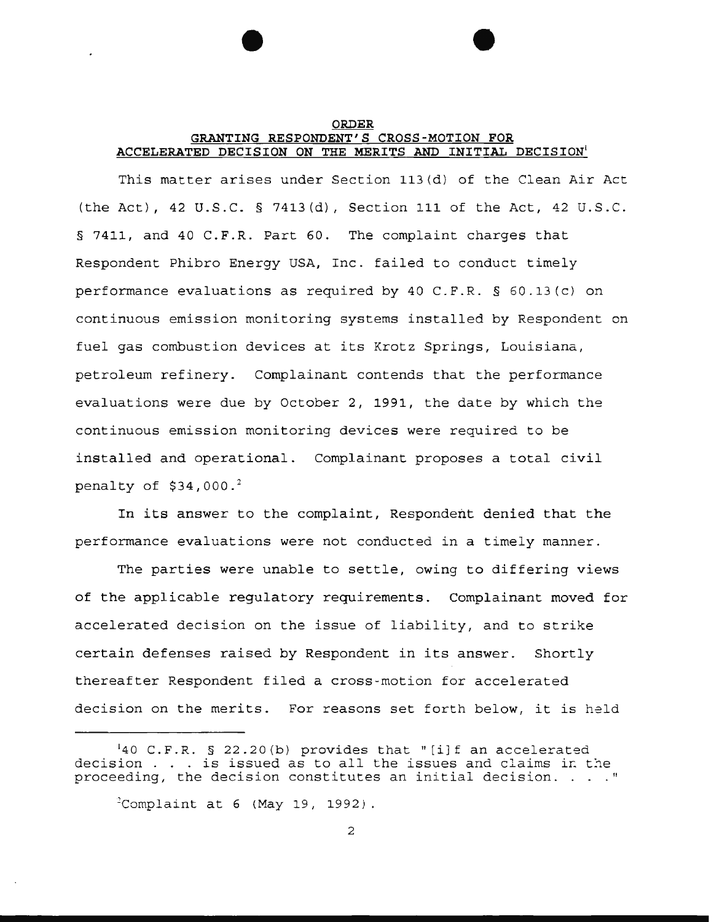**ORDER**
**GRANTING RESPONDENT'S CROSS-MOTION FOR ACCELERATED DECISION ON THE MERITS AND INITIAL DECISION**[1]

This matter arises under Section 113(d) of the Clean Air Act (the Act), 42 U.S.C. § 7413(d), Section 111 of the Act, 42 U.S.C. § 7411, and 40 C.F.R. Part 60. The complaint charges that Respondent Phibro Energy USA, Inc. failed to conduct timely performance evaluations as required by 40 C.F.R. § 60.13(c) on continuous emission monitoring systems installed by Respondent on fuel gas combustion devices at its Krotz Springs, Louisiana, petroleum refinery. Complainant contends that the performance evaluations were due by October 2, 1991, the date by which the continuous emission monitoring devices were required to be installed and operational. Complainant proposes a total civil penalty of $34,000.[2]

In its answer to the complaint, Respondent denied that the performance evaluations were not conducted in a timely manner.

The parties were unable to settle, owing to differing views of the applicable regulatory requirements. Complainant moved for accelerated decision on the issue of liability, and to strike certain defenses raised by Respondent in its answer. Shortly thereafter Respondent filed a cross-motion for accelerated decision on the merits. For reasons set forth below, it is held

---

[1] 40 C.F.R. § 22.20(b) provides that "[i]f an accelerated decision . . . is issued as to all the issues and claims in the proceeding, the decision constitutes an initial decision. . . ."

[2] Complaint at 6 (May 19, 1992).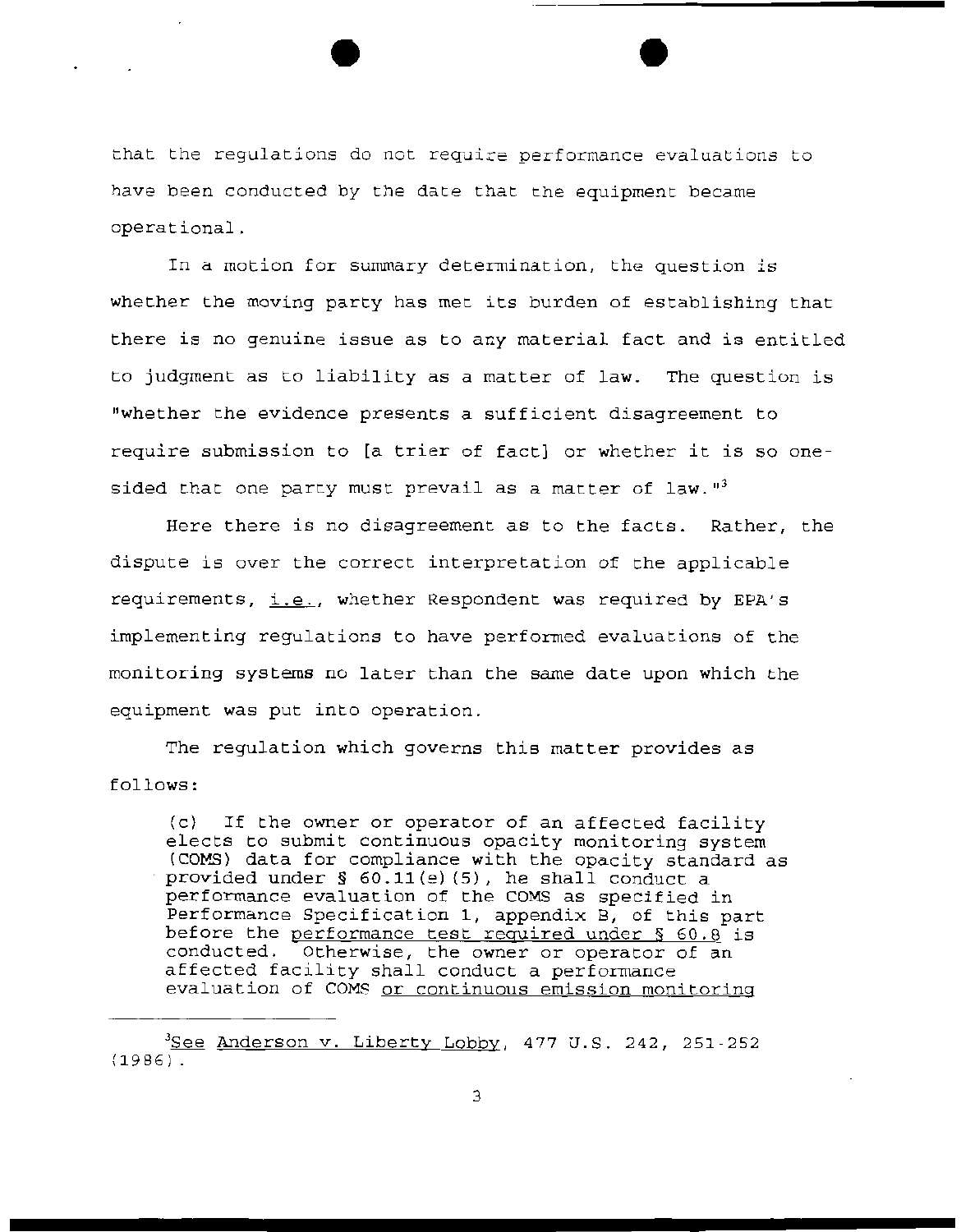that the regulations do not require performance evaluations to have been conducted by the date that the equipment became operational.

In a motion for summary determination, the question is whether the moving party has met its burden of establishing that there is no genuine issue as to any material fact and is entitled to judgment as to liability as a matter of law. The question is "whether the evidence presents a sufficient disagreement to require submission to [a trier of fact] or whether it is so one-sided that one party must prevail as a matter of law."[3]

Here there is no disagreement as to the facts. Rather, the dispute is over the correct interpretation of the applicable requirements, i.e., whether Respondent was required by EPA's implementing regulations to have performed evaluations of the monitoring systems no later than the same date upon which the equipment was put into operation.

The regulation which governs this matter provides as follows:

> (c) If the owner or operator of an affected facility elects to submit continuous opacity monitoring system (COMS) data for compliance with the opacity standard as provided under § 60.11(e)(5), he shall conduct a performance evaluation of the COMS as specified in Performance Specification 1, appendix B, of this part before the performance test required under § 60.8 is conducted. Otherwise, the owner or operator of an affected facility shall conduct a performance evaluation of COMS or continuous emission monitoring

---

[3]See Anderson v. Liberty Lobby, 477 U.S. 242, 251-252 (1986).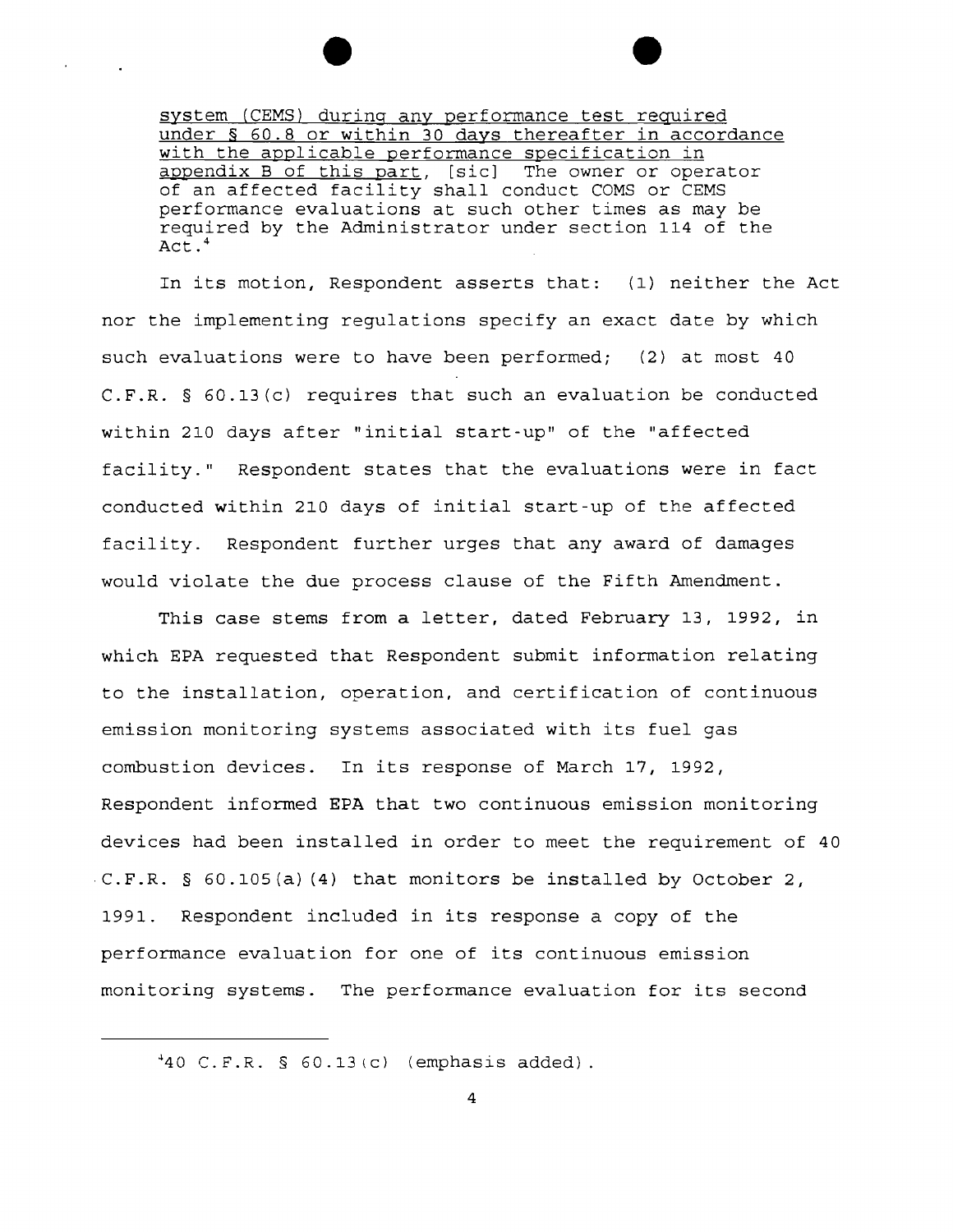> system (CEMS) during any performance test required under § 60.8 or within 30 days thereafter in accordance with the applicable performance specification in appendix B of this part, [sic] The owner or operator of an affected facility shall conduct COMS or CEMS performance evaluations at such other times as may be required by the Administrator under section 114 of the Act.[4]

In its motion, Respondent asserts that: (1) neither the Act nor the implementing regulations specify an exact date by which such evaluations were to have been performed; (2) at most 40 C.F.R. § 60.13(c) requires that such an evaluation be conducted within 210 days after "initial start-up" of the "affected facility." Respondent states that the evaluations were in fact conducted within 210 days of initial start-up of the affected facility. Respondent further urges that any award of damages would violate the due process clause of the Fifth Amendment.

This case stems from a letter, dated February 13, 1992, in which EPA requested that Respondent submit information relating to the installation, operation, and certification of continuous emission monitoring systems associated with its fuel gas combustion devices. In its response of March 17, 1992, Respondent informed EPA that two continuous emission monitoring devices had been installed in order to meet the requirement of 40 C.F.R. § 60.105(a)(4) that monitors be installed by October 2, 1991. Respondent included in its response a copy of the performance evaluation for one of its continuous emission monitoring systems. The performance evaluation for its second

---

[4] 40 C.F.R. § 60.13(c) (emphasis added).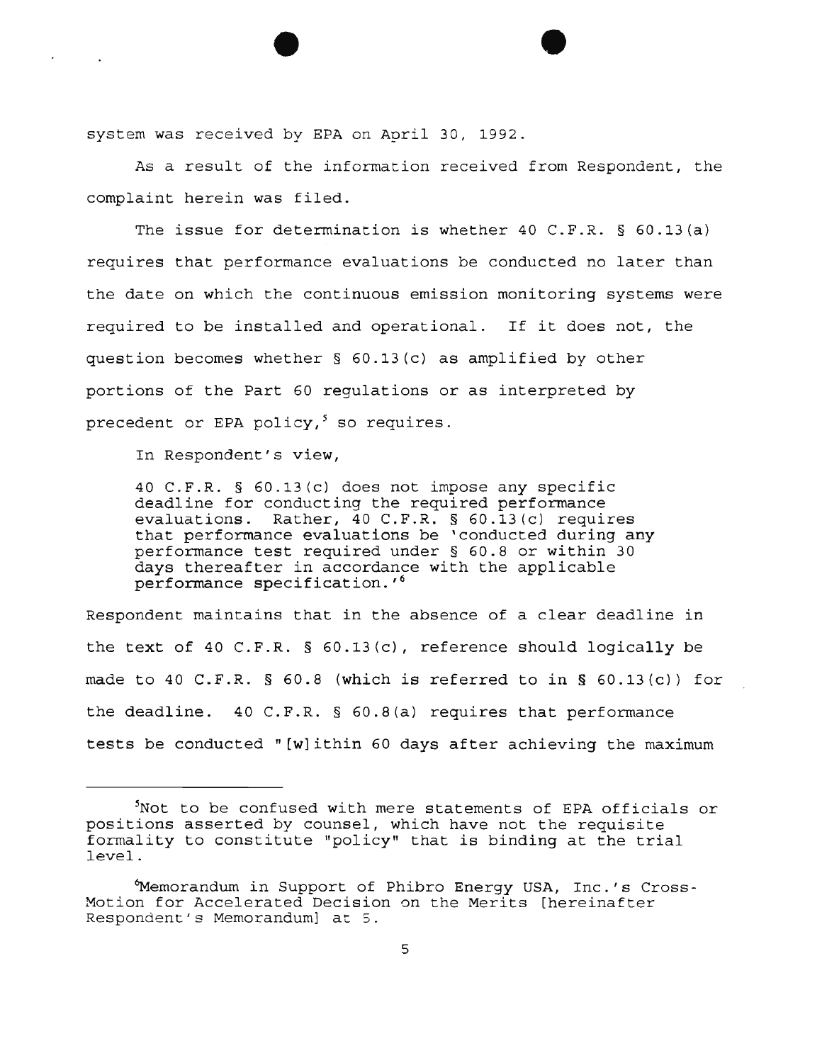system was received by EPA on April 30, 1992.

As a result of the information received from Respondent, the complaint herein was filed.

The issue for determination is whether 40 C.F.R. § 60.13(a) requires that performance evaluations be conducted no later than the date on which the continuous emission monitoring systems were required to be installed and operational. If it does not, the question becomes whether § 60.13(c) as amplified by other portions of the Part 60 regulations or as interpreted by precedent or EPA policy,[5] so requires.

In Respondent's view,

> 40 C.F.R. § 60.13(c) does not impose any specific deadline for conducting the required performance evaluations. Rather, 40 C.F.R. § 60.13(c) requires that performance evaluations be 'conducted during any performance test required under § 60.8 or within 30 days thereafter in accordance with the applicable performance specification.'[6]

Respondent maintains that in the absence of a clear deadline in the text of 40 C.F.R. § 60.13(c), reference should logically be made to 40 C.F.R. § 60.8 (which is referred to in § 60.13(c)) for the deadline. 40 C.F.R. § 60.8(a) requires that performance tests be conducted "[w]ithin 60 days after achieving the maximum

---

[5]Not to be confused with mere statements of EPA officials or positions asserted by counsel, which have not the requisite formality to constitute "policy" that is binding at the trial level.

[6]Memorandum in Support of Phibro Energy USA, Inc.'s Cross-Motion for Accelerated Decision on the Merits [hereinafter Respondent's Memorandum] at 5.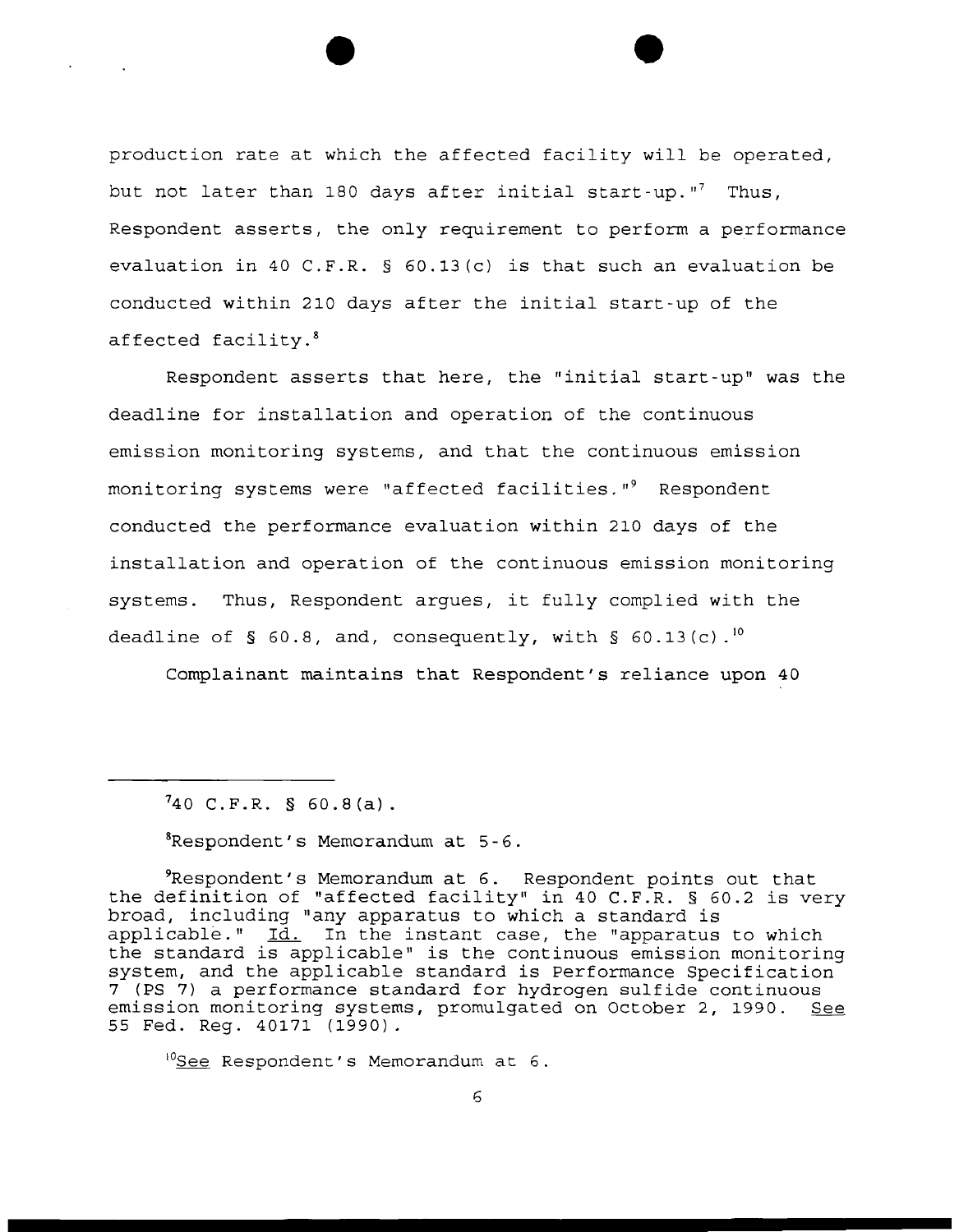production rate at which the affected facility will be operated, but not later than 180 days after initial start-up."[7] Thus, Respondent asserts, the only requirement to perform a performance evaluation in 40 C.F.R. § 60.13(c) is that such an evaluation be conducted within 210 days after the initial start-up of the affected facility.[8]

Respondent asserts that here, the "initial start-up" was the deadline for installation and operation of the continuous emission monitoring systems, and that the continuous emission monitoring systems were "affected facilities."[9] Respondent conducted the performance evaluation within 210 days of the installation and operation of the continuous emission monitoring systems. Thus, Respondent argues, it fully complied with the deadline of § 60.8, and, consequently, with § 60.13(c).[10]

Complainant maintains that Respondent's reliance upon 40

---

[7] 40 C.F.R. § 60.8(a).

[8] Respondent's Memorandum at 5-6.

[9] Respondent's Memorandum at 6. Respondent points out that the definition of "affected facility" in 40 C.F.R. § 60.2 is very broad, including "any apparatus to which a standard is applicable." Id. In the instant case, the "apparatus to which the standard is applicable" is the continuous emission monitoring system, and the applicable standard is Performance Specification 7 (PS 7) a performance standard for hydrogen sulfide continuous emission monitoring systems, promulgated on October 2, 1990. See 55 Fed. Reg. 40171 (1990).

[10] See Respondent's Memorandum at 6.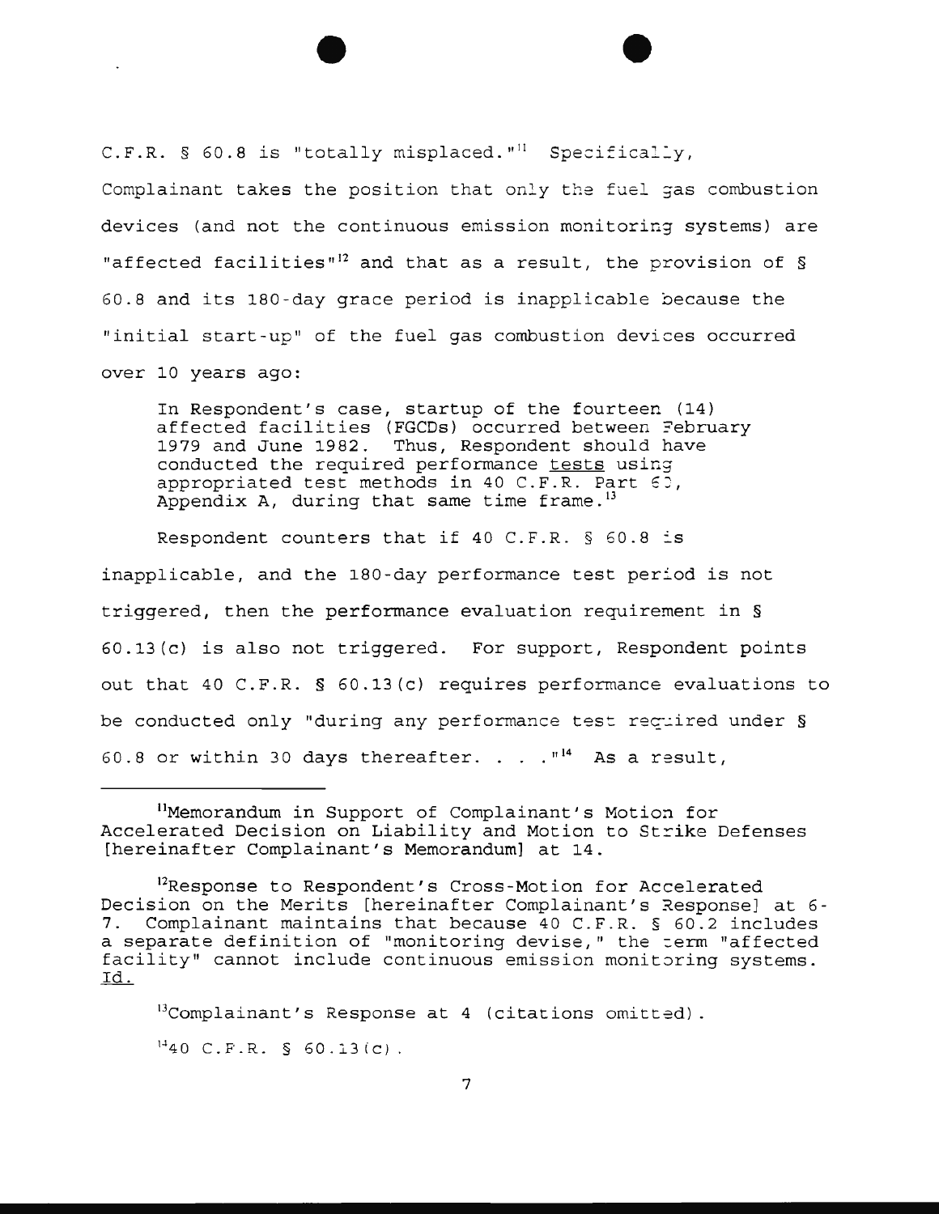C.F.R. § 60.8 is "totally misplaced."[11] Specifically, Complainant takes the position that only the fuel gas combustion devices (and not the continuous emission monitoring systems) are "affected facilities"[12] and that as a result, the provision of § 60.8 and its 180-day grace period is inapplicable because the "initial start-up" of the fuel gas combustion devices occurred over 10 years ago:

> In Respondent's case, startup of the fourteen (14) affected facilities (FGCDs) occurred between February 1979 and June 1982. Thus, Respondent should have conducted the required performance tests using appropriated test methods in 40 C.F.R. Part 60, Appendix A, during that same time frame.[13]

Respondent counters that if 40 C.F.R. § 60.8 is inapplicable, and the 180-day performance test period is not triggered, then the performance evaluation requirement in § 60.13(c) is also not triggered. For support, Respondent points out that 40 C.F.R. § 60.13(c) requires performance evaluations to be conducted only "during any performance test required under § 60.8 or within 30 days thereafter. . . ."[14] As a result,

---

[11]Memorandum in Support of Complainant's Motion for Accelerated Decision on Liability and Motion to Strike Defenses [hereinafter Complainant's Memorandum] at 14.

[12]Response to Respondent's Cross-Motion for Accelerated Decision on the Merits [hereinafter Complainant's Response] at 6-7. Complainant maintains that because 40 C.F.R. § 60.2 includes a separate definition of "monitoring devise," the term "affected facility" cannot include continuous emission monitoring systems. Id.

[13]Complainant's Response at 4 (citations omitted).

[14]40 C.F.R. § 60.13(c).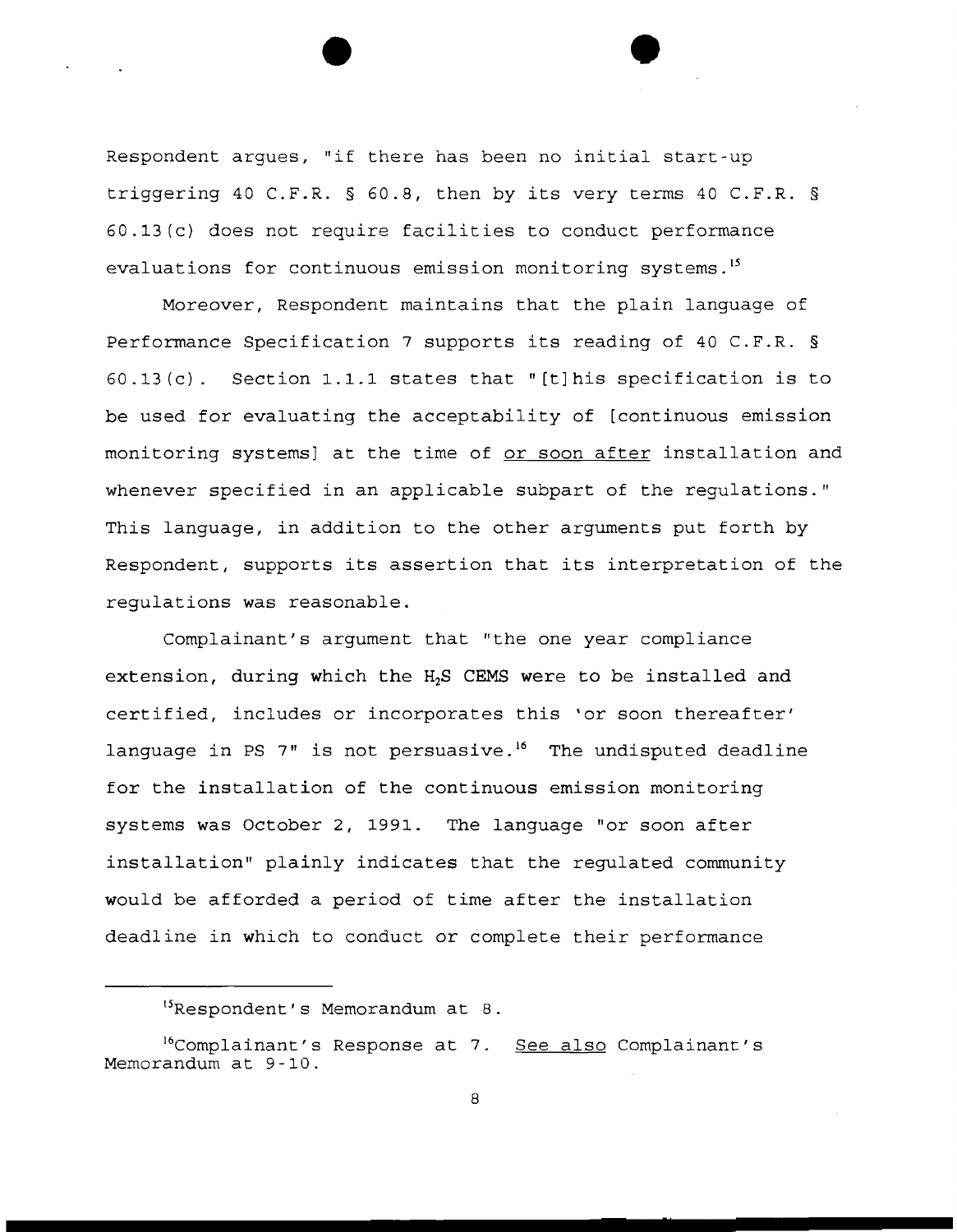Respondent argues, "if there has been no initial start-up triggering 40 C.F.R. § 60.8, then by its very terms 40 C.F.R. § 60.13(c) does not require facilities to conduct performance evaluations for continuous emission monitoring systems.[15]

Moreover, Respondent maintains that the plain language of Performance Specification 7 supports its reading of 40 C.F.R. § 60.13(c). Section 1.1.1 states that "[t]his specification is to be used for evaluating the acceptability of [continuous emission monitoring systems] at the time of <u>or soon after</u> installation and whenever specified in an applicable subpart of the regulations." This language, in addition to the other arguments put forth by Respondent, supports its assertion that its interpretation of the regulations was reasonable.

Complainant's argument that "the one year compliance extension, during which the $H_2S$ CEMS were to be installed and certified, includes or incorporates this 'or soon thereafter' language in PS 7" is not persuasive.[16] The undisputed deadline for the installation of the continuous emission monitoring systems was October 2, 1991. The language "or soon after installation" plainly indicates that the regulated community would be afforded a period of time after the installation deadline in which to conduct or complete their performance

---

[15]Respondent's Memorandum at 8.

[16]Complainant's Response at 7. <u>See also</u> Complainant's Memorandum at 9-10.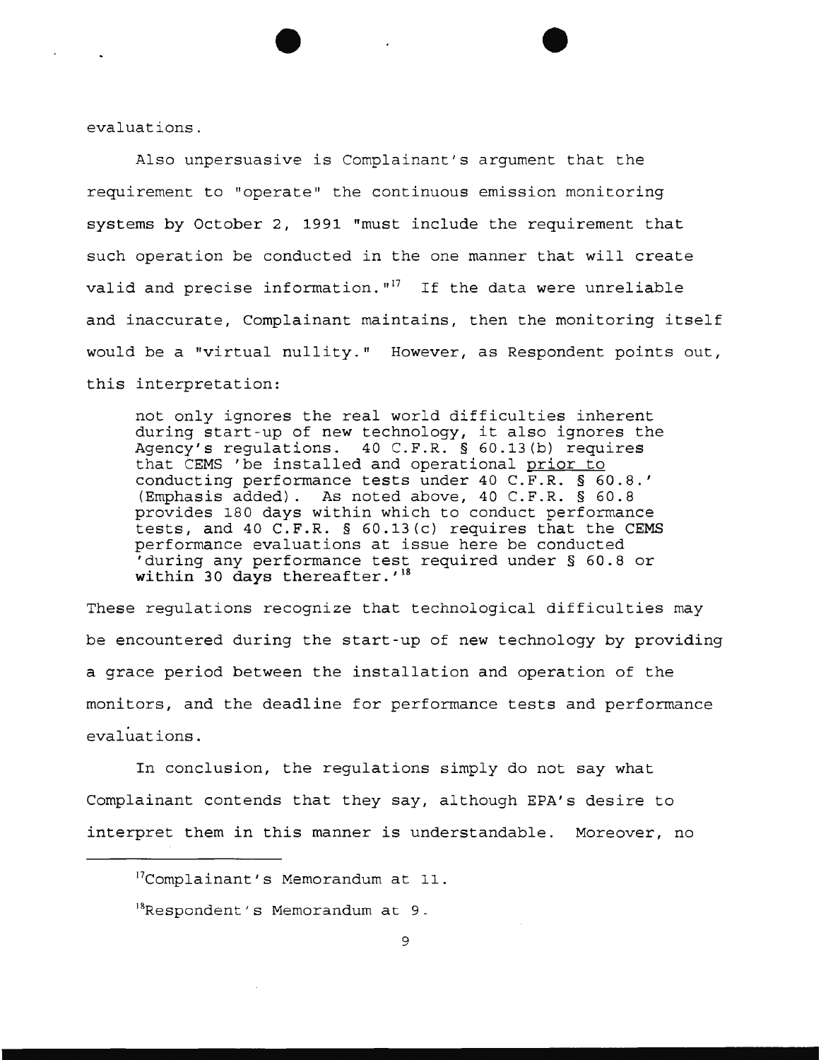evaluations.

Also unpersuasive is Complainant's argument that the requirement to "operate" the continuous emission monitoring systems by October 2, 1991 "must include the requirement that such operation be conducted in the one manner that will create valid and precise information."[17] If the data were unreliable and inaccurate, Complainant maintains, then the monitoring itself would be a "virtual nullity." However, as Respondent points out, this interpretation:

> not only ignores the real world difficulties inherent during start-up of new technology, it also ignores the Agency's regulations. 40 C.F.R. § 60.13(b) requires that CEMS 'be installed and operational prior to conducting performance tests under 40 C.F.R. § 60.8.' (Emphasis added). As noted above, 40 C.F.R. § 60.8 provides 180 days within which to conduct performance tests, and 40 C.F.R. § 60.13(c) requires that the CEMS performance evaluations at issue here be conducted 'during any performance test required under § 60.8 or within 30 days thereafter.'[18]

These regulations recognize that technological difficulties may be encountered during the start-up of new technology by providing a grace period between the installation and operation of the monitors, and the deadline for performance tests and performance evaluations.

In conclusion, the regulations simply do not say what Complainant contends that they say, although EPA's desire to interpret them in this manner is understandable. Moreover, no

[17] Complainant's Memorandum at 11.

[18] Respondent's Memorandum at 9.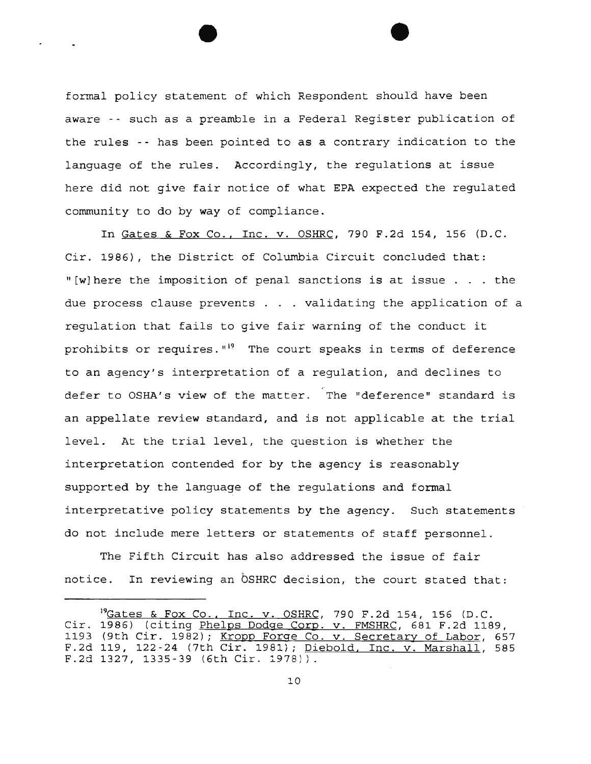formal policy statement of which Respondent should have been aware -- such as a preamble in a Federal Register publication of the rules -- has been pointed to as a contrary indication to the language of the rules. Accordingly, the regulations at issue here did not give fair notice of what EPA expected the regulated community to do by way of compliance.

In Gates & Fox Co., Inc. v. OSHRC, 790 F.2d 154, 156 (D.C. Cir. 1986), the District of Columbia Circuit concluded that: "[w]here the imposition of penal sanctions is at issue . . . the due process clause prevents . . . validating the application of a regulation that fails to give fair warning of the conduct it prohibits or requires."[19] The court speaks in terms of deference to an agency's interpretation of a regulation, and declines to defer to OSHA's view of the matter. The "deference" standard is an appellate review standard, and is not applicable at the trial level. At the trial level, the question is whether the interpretation contended for by the agency is reasonably supported by the language of the regulations and formal interpretative policy statements by the agency. Such statements do not include mere letters or statements of staff personnel.

The Fifth Circuit has also addressed the issue of fair notice. In reviewing an OSHRC decision, the court stated that:

---

[19] Gates & Fox Co., Inc. v. OSHRC, 790 F.2d 154, 156 (D.C. Cir. 1986) (citing Phelps Dodge Corp. v. FMSHRC, 681 F.2d 1189, 1193 (9th Cir. 1982); Kropp Forge Co. v. Secretary of Labor, 657 F.2d 119, 122-24 (7th Cir. 1981); Diebold, Inc. v. Marshall, 585 F.2d 1327, 1335-39 (6th Cir. 1978)).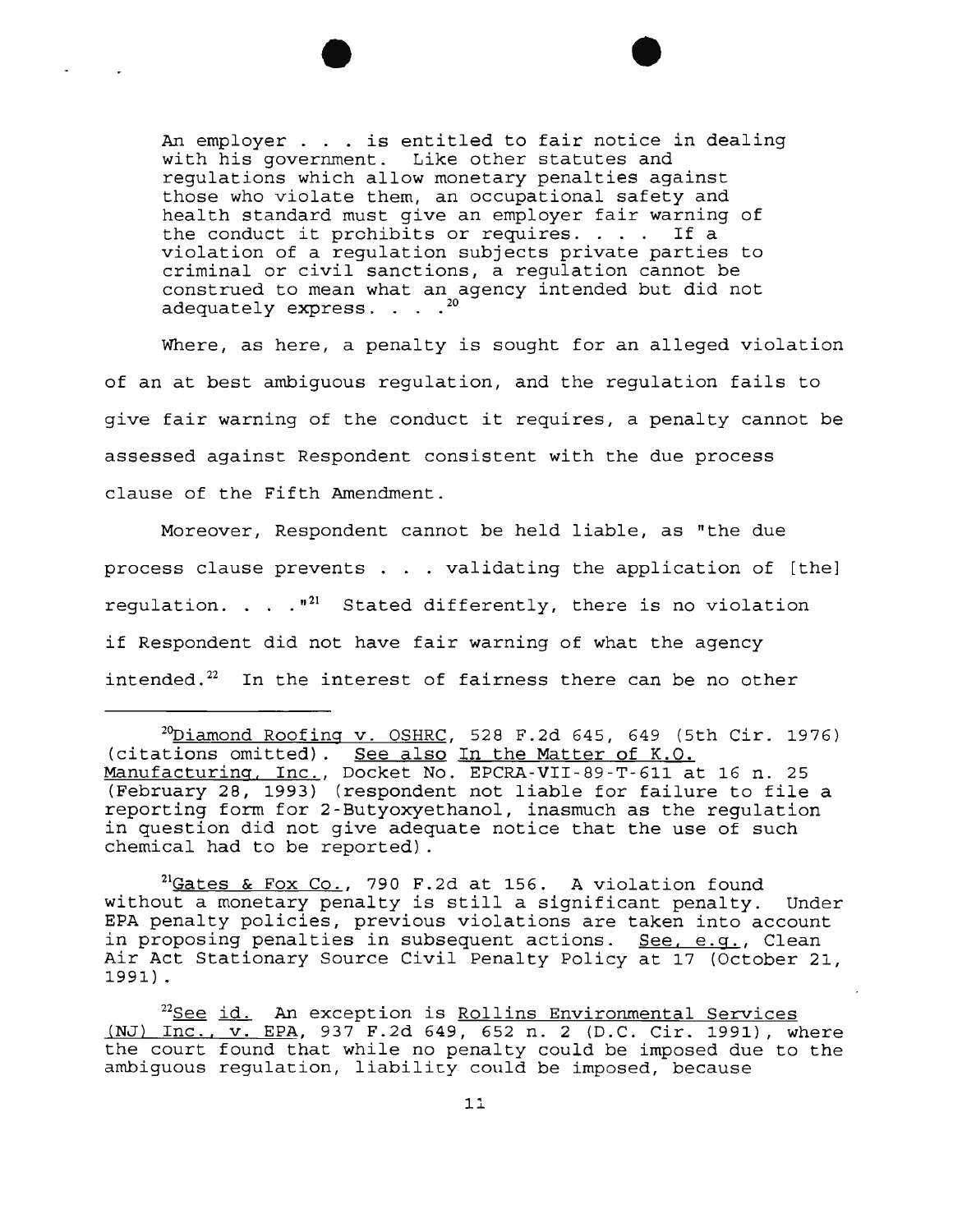> An employer . . . is entitled to fair notice in dealing with his government. Like other statutes and regulations which allow monetary penalties against those who violate them, an occupational safety and health standard must give an employer fair warning of the conduct it prohibits or requires. . . . If a violation of a regulation subjects private parties to criminal or civil sanctions, a regulation cannot be construed to mean what an agency intended but did not adequately express. . . .[20]

Where, as here, a penalty is sought for an alleged violation of an at best ambiguous regulation, and the regulation fails to give fair warning of the conduct it requires, a penalty cannot be assessed against Respondent consistent with the due process clause of the Fifth Amendment.

Moreover, Respondent cannot be held liable, as "the due process clause prevents . . . validating the application of [the] regulation. . . ."[21] Stated differently, there is no violation if Respondent did not have fair warning of what the agency intended.[22] In the interest of fairness there can be no other

---

[20] Diamond Roofing v. OSHRC, 528 F.2d 645, 649 (5th Cir. 1976) (citations omitted). See also In the Matter of K.O. Manufacturing, Inc., Docket No. EPCRA-VII-89-T-611 at 16 n. 25 (February 28, 1993) (respondent not liable for failure to file a reporting form for 2-Butyoxyethanol, inasmuch as the regulation in question did not give adequate notice that the use of such chemical had to be reported).

[21] Gates & Fox Co., 790 F.2d at 156. A violation found without a monetary penalty is still a significant penalty. Under EPA penalty policies, previous violations are taken into account in proposing penalties in subsequent actions. See, e.g., Clean Air Act Stationary Source Civil Penalty Policy at 17 (October 21, 1991).

[22] See id. An exception is Rollins Environmental Services (NJ) Inc., v. EPA, 937 F.2d 649, 652 n. 2 (D.C. Cir. 1991), where the court found that while no penalty could be imposed due to the ambiguous regulation, liability could be imposed, because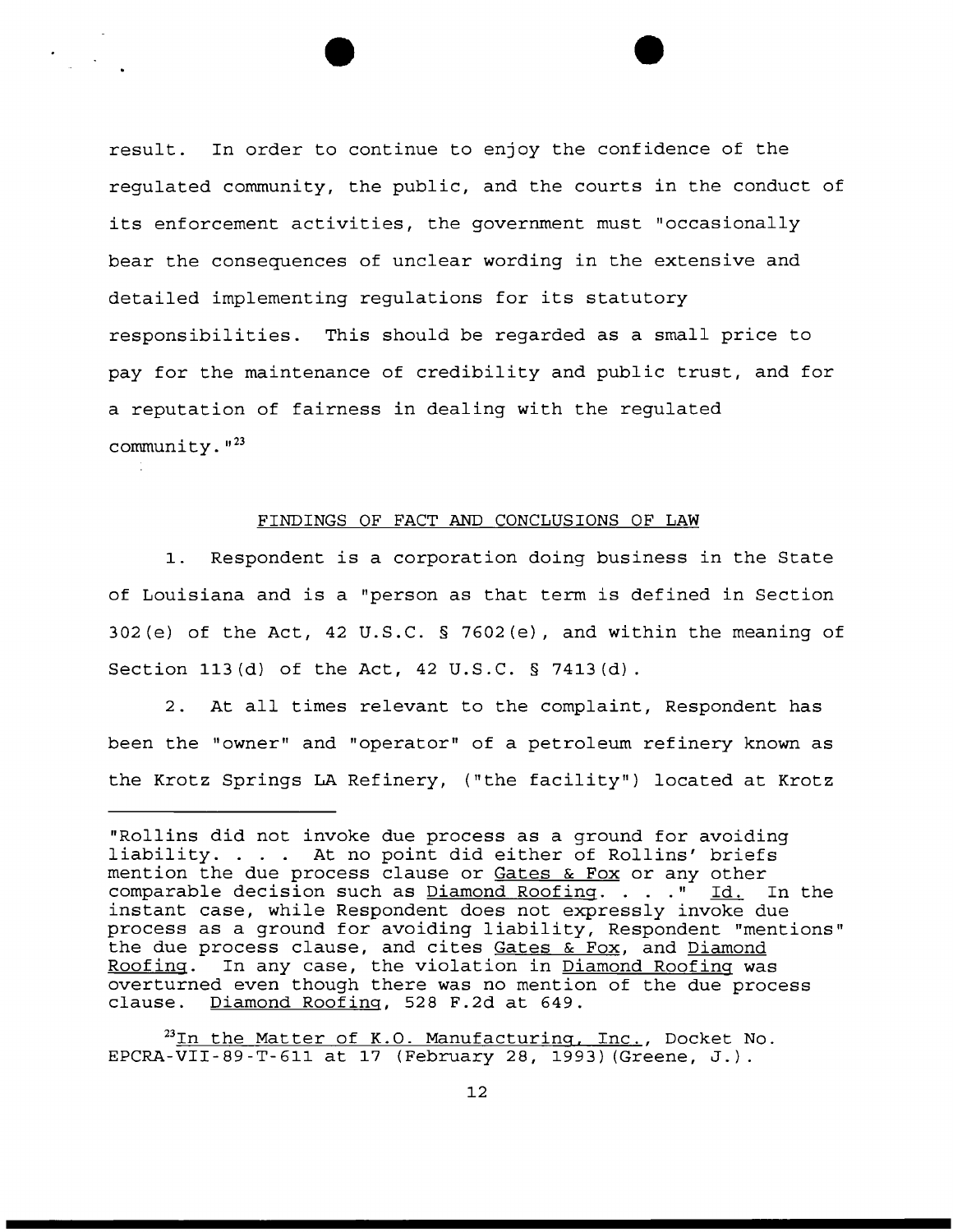result. In order to continue to enjoy the confidence of the regulated community, the public, and the courts in the conduct of its enforcement activities, the government must "occasionally bear the consequences of unclear wording in the extensive and detailed implementing regulations for its statutory responsibilities. This should be regarded as a small price to pay for the maintenance of credibility and public trust, and for a reputation of fairness in dealing with the regulated community."[23]

FINDINGS OF FACT AND CONCLUSIONS OF LAW

1. Respondent is a corporation doing business in the State of Louisiana and is a "person as that term is defined in Section 302(e) of the Act, 42 U.S.C. § 7602(e), and within the meaning of Section 113(d) of the Act, 42 U.S.C. § 7413(d).

2. At all times relevant to the complaint, Respondent has been the "owner" and "operator" of a petroleum refinery known as the Krotz Springs LA Refinery, ("the facility") located at Krotz

---

"Rollins did not invoke due process as a ground for avoiding liability. . . . At no point did either of Rollins' briefs mention the due process clause or Gates & Fox or any other comparable decision such as Diamond Roofing. . . ." Id. In the instant case, while Respondent does not expressly invoke due process as a ground for avoiding liability, Respondent "mentions" the due process clause, and cites Gates & Fox, and Diamond Roofing. In any case, the violation in Diamond Roofing was overturned even though there was no mention of the due process clause. Diamond Roofing, 528 F.2d at 649.

[23] In the Matter of K.O. Manufacturing, Inc., Docket No. EPCRA-VII-89-T-611 at 17 (February 28, 1993)(Greene, J.).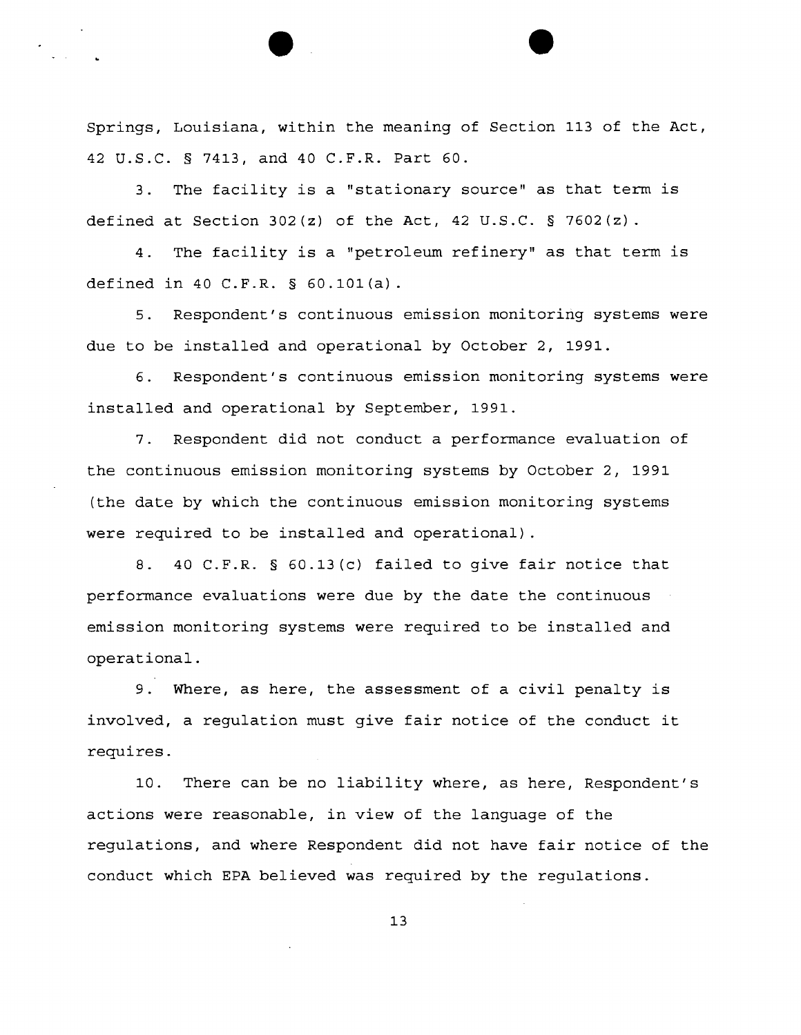Springs, Louisiana, within the meaning of Section 113 of the Act, 42 U.S.C. § 7413, and 40 C.F.R. Part 60.

3. The facility is a "stationary source" as that term is defined at Section 302(z) of the Act, 42 U.S.C. § 7602(z).

4. The facility is a "petroleum refinery" as that term is defined in 40 C.F.R. § 60.101(a).

5. Respondent's continuous emission monitoring systems were due to be installed and operational by October 2, 1991.

6. Respondent's continuous emission monitoring systems were installed and operational by September, 1991.

7. Respondent did not conduct a performance evaluation of the continuous emission monitoring systems by October 2, 1991 (the date by which the continuous emission monitoring systems were required to be installed and operational).

8. 40 C.F.R. § 60.13(c) failed to give fair notice that performance evaluations were due by the date the continuous emission monitoring systems were required to be installed and operational.

9. Where, as here, the assessment of a civil penalty is involved, a regulation must give fair notice of the conduct it requires.

10. There can be no liability where, as here, Respondent's actions were reasonable, in view of the language of the regulations, and where Respondent did not have fair notice of the conduct which EPA believed was required by the regulations.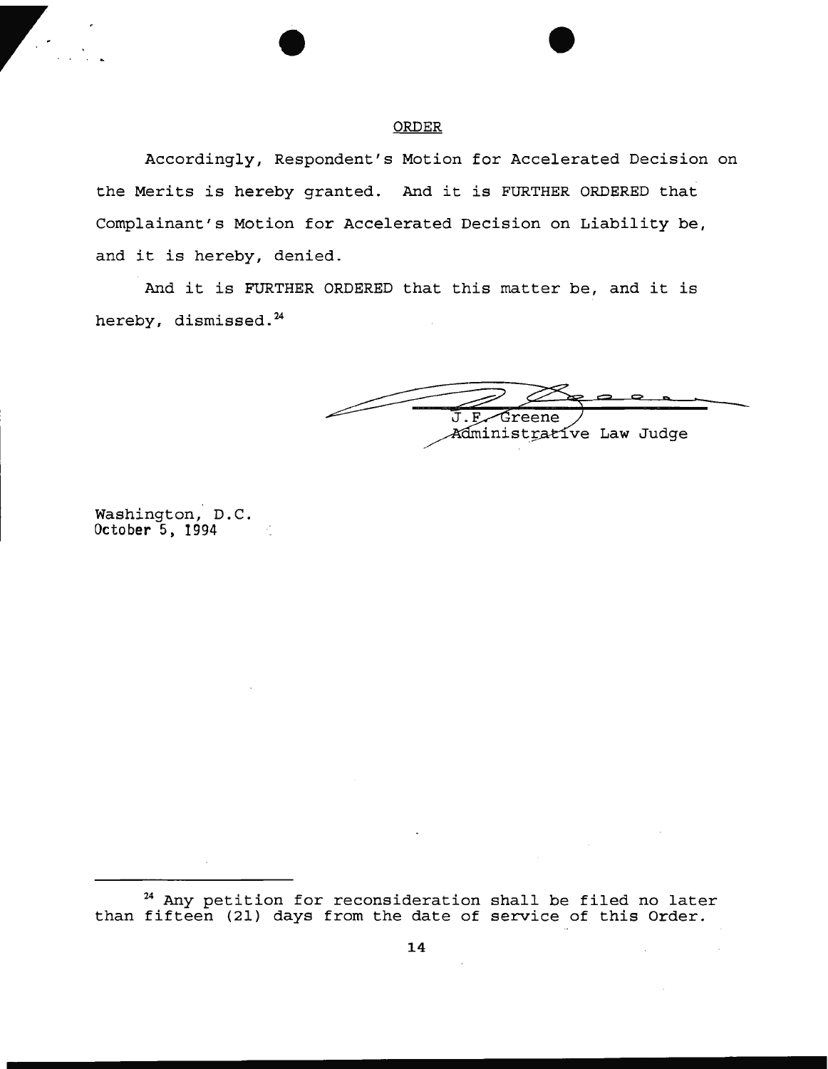## ORDER

Accordingly, Respondent's Motion for Accelerated Decision on the Merits is hereby granted. And it is FURTHER ORDERED that Complainant's Motion for Accelerated Decision on Liability be, and it is hereby, denied.

And it is FURTHER ORDERED that this matter be, and it is hereby, dismissed.[24]

J.F. Greene
Administrative Law Judge

Washington, D.C.
October 5, 1994

[24] Any petition for reconsideration shall be filed no later than fifteen (21) days from the date of service of this Order.